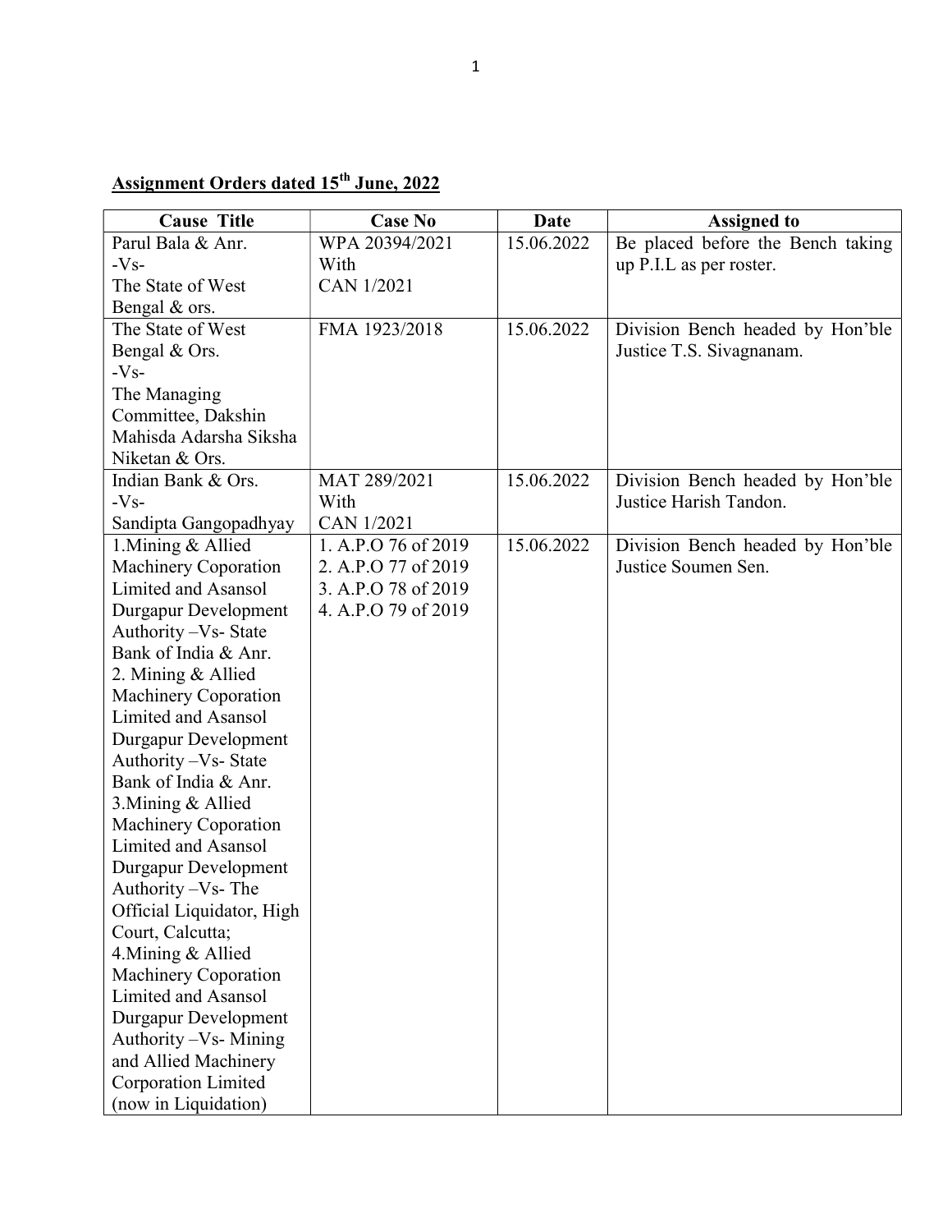**Assignment Orders dated 15th June, 2022**

| Cause Title | Case No | Date | Assigned to |
|---|---|---|---|
| Parul Bala & Anr.<br>-Vs-<br>The State of West Bengal & ors. | WPA 20394/2021<br>With<br>CAN 1/2021 | 15.06.2022 | Be placed before the Bench taking up P.I.L as per roster. |
| The State of West Bengal & Ors.<br>-Vs-<br>The Managing Committee, Dakshin Mahisda Adarsha Siksha Niketan & Ors. | FMA 1923/2018 | 15.06.2022 | Division Bench headed by Hon'ble Justice T.S. Sivagnanam. |
| Indian Bank & Ors.<br>-Vs-<br>Sandipta Gangopadhyay | MAT 289/2021<br>With<br>CAN 1/2021 | 15.06.2022 | Division Bench headed by Hon'ble Justice Harish Tandon. |
| 1.Mining & Allied Machinery Coporation Limited and Asansol Durgapur Development Authority –Vs- State Bank of India & Anr.<br>2. Mining & Allied Machinery Coporation Limited and Asansol Durgapur Development Authority –Vs- State Bank of India & Anr.<br>3.Mining & Allied Machinery Coporation Limited and Asansol Durgapur Development Authority –Vs- The Official Liquidator, High Court, Calcutta;<br>4.Mining & Allied Machinery Coporation Limited and Asansol Durgapur Development Authority –Vs- Mining and Allied Machinery Corporation Limited (now in Liquidation) | 1. A.P.O 76 of 2019<br>2. A.P.O 77 of 2019<br>3. A.P.O 78 of 2019<br>4. A.P.O 79 of 2019 | 15.06.2022 | Division Bench headed by Hon'ble Justice Soumen Sen. |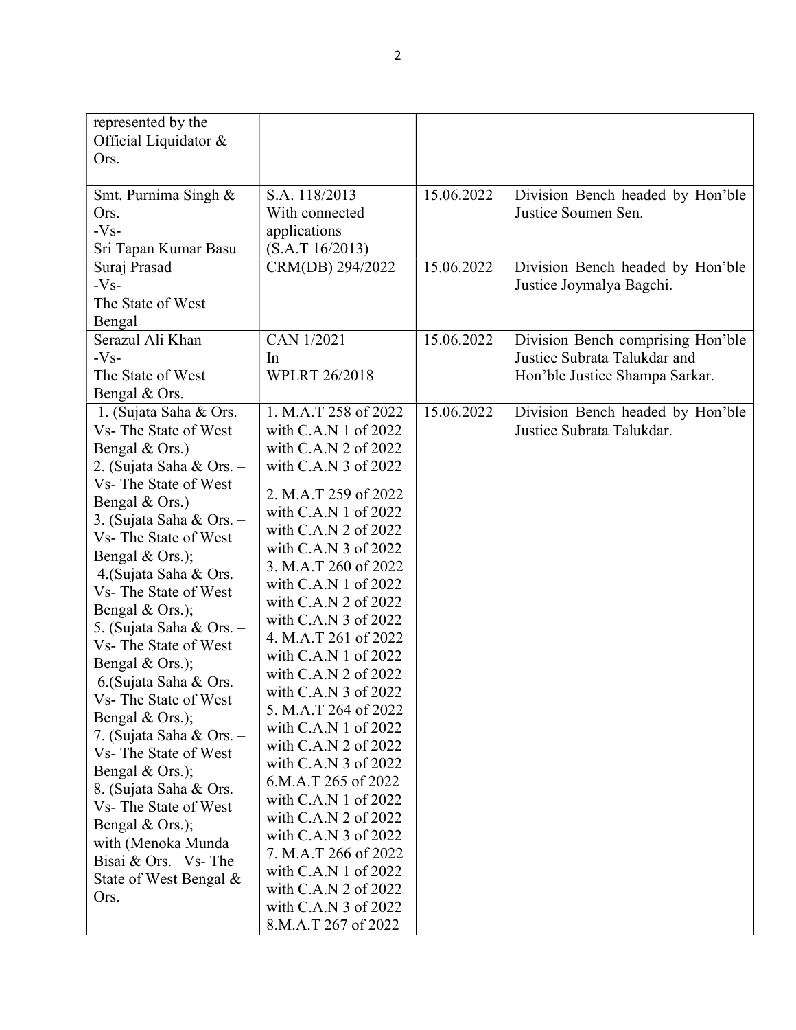| | | | |
|---|---|---|---|
| represented by the Official Liquidator & Ors. | | | |
| Smt. Purnima Singh & Ors. -Vs- Sri Tapan Kumar Basu | S.A. 118/2013 With connected applications (S.A.T 16/2013) | 15.06.2022 | Division Bench headed by Hon'ble Justice Soumen Sen. |
| Suraj Prasad -Vs- The State of West Bengal | CRM(DB) 294/2022 | 15.06.2022 | Division Bench headed by Hon'ble Justice Joymalya Bagchi. |
| Serazul Ali Khan -Vs- The State of West Bengal & Ors. | CAN 1/2021 In WPLRT 26/2018 | 15.06.2022 | Division Bench comprising Hon'ble Justice Subrata Talukdar and Hon'ble Justice Shampa Sarkar. |
| 1. (Sujata Saha & Ors. – Vs- The State of West Bengal & Ors.)<br>2. (Sujata Saha & Ors. – Vs- The State of West Bengal & Ors.)<br>3. (Sujata Saha & Ors. – Vs- The State of West Bengal & Ors.);<br>4.(Sujata Saha & Ors. – Vs- The State of West Bengal & Ors.);<br>5. (Sujata Saha & Ors. – Vs- The State of West Bengal & Ors.);<br>6.(Sujata Saha & Ors. – Vs- The State of West Bengal & Ors.);<br>7. (Sujata Saha & Ors. – Vs- The State of West Bengal & Ors.);<br>8. (Sujata Saha & Ors. – Vs- The State of West Bengal & Ors.);<br>with (Menoka Munda Bisai & Ors. –Vs- The State of West Bengal & Ors. | 1. M.A.T 258 of 2022 with C.A.N 1 of 2022 with C.A.N 2 of 2022 with C.A.N 3 of 2022<br>2. M.A.T 259 of 2022 with C.A.N 1 of 2022 with C.A.N 2 of 2022 with C.A.N 3 of 2022<br>3. M.A.T 260 of 2022 with C.A.N 1 of 2022 with C.A.N 2 of 2022 with C.A.N 3 of 2022<br>4. M.A.T 261 of 2022 with C.A.N 1 of 2022 with C.A.N 2 of 2022 with C.A.N 3 of 2022<br>5. M.A.T 264 of 2022 with C.A.N 1 of 2022 with C.A.N 2 of 2022 with C.A.N 3 of 2022<br>6.M.A.T 265 of 2022 with C.A.N 1 of 2022 with C.A.N 2 of 2022 with C.A.N 3 of 2022<br>7. M.A.T 266 of 2022 with C.A.N 1 of 2022 with C.A.N 2 of 2022 with C.A.N 3 of 2022<br>8.M.A.T 267 of 2022 | 15.06.2022 | Division Bench headed by Hon'ble Justice Subrata Talukdar. |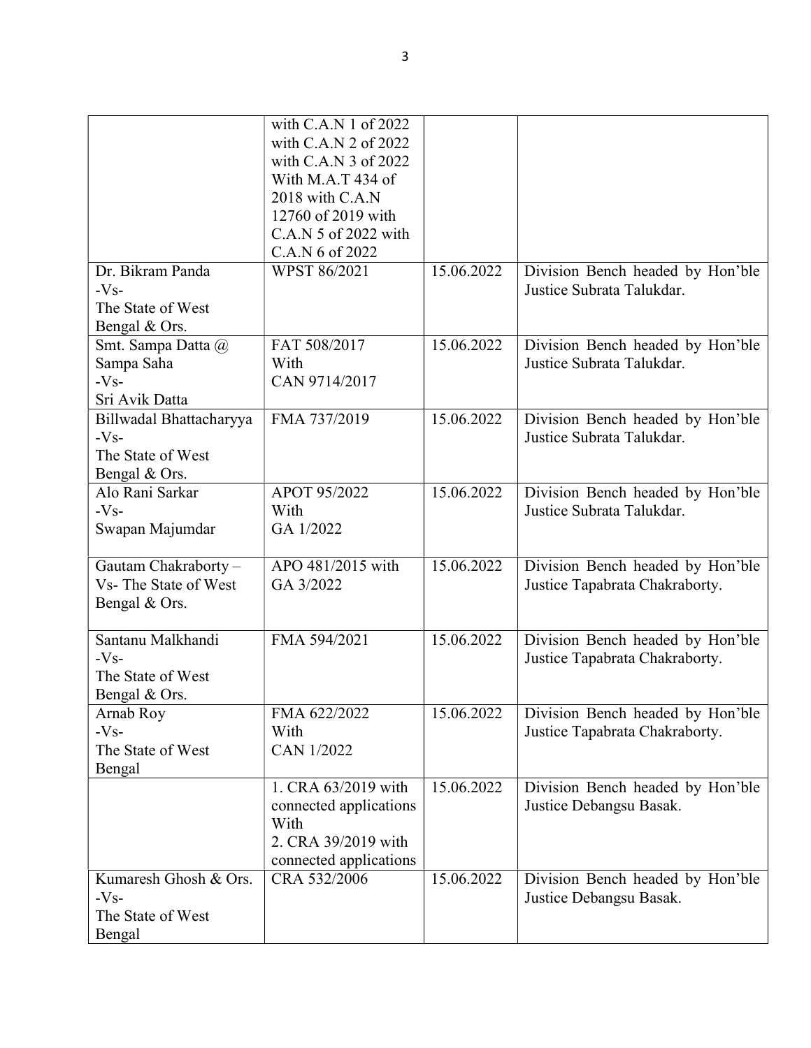| | | | |
|---|---|---|---|
| | with C.A.N 1 of 2022 with C.A.N 2 of 2022 with C.A.N 3 of 2022 With M.A.T 434 of 2018 with C.A.N 12760 of 2019 with C.A.N 5 of 2022 with C.A.N 6 of 2022 | | |
| Dr. Bikram Panda -Vs- The State of West Bengal & Ors. | WPST 86/2021 | 15.06.2022 | Division Bench headed by Hon'ble Justice Subrata Talukdar. |
| Smt. Sampa Datta @ Sampa Saha -Vs- Sri Avik Datta | FAT 508/2017 With CAN 9714/2017 | 15.06.2022 | Division Bench headed by Hon'ble Justice Subrata Talukdar. |
| Billwadal Bhattacharyya -Vs- The State of West Bengal & Ors. | FMA 737/2019 | 15.06.2022 | Division Bench headed by Hon'ble Justice Subrata Talukdar. |
| Alo Rani Sarkar -Vs- Swapan Majumdar | APOT 95/2022 With GA 1/2022 | 15.06.2022 | Division Bench headed by Hon'ble Justice Subrata Talukdar. |
| Gautam Chakraborty – Vs- The State of West Bengal & Ors. | APO 481/2015 with GA 3/2022 | 15.06.2022 | Division Bench headed by Hon'ble Justice Tapabrata Chakraborty. |
| Santanu Malkhandi -Vs- The State of West Bengal & Ors. | FMA 594/2021 | 15.06.2022 | Division Bench headed by Hon'ble Justice Tapabrata Chakraborty. |
| Arnab Roy -Vs- The State of West Bengal | FMA 622/2022 With CAN 1/2022 | 15.06.2022 | Division Bench headed by Hon'ble Justice Tapabrata Chakraborty. |
| | 1. CRA 63/2019 with connected applications With 2. CRA 39/2019 with connected applications | 15.06.2022 | Division Bench headed by Hon'ble Justice Debangsu Basak. |
| Kumaresh Ghosh & Ors. -Vs- The State of West Bengal | CRA 532/2006 | 15.06.2022 | Division Bench headed by Hon'ble Justice Debangsu Basak. |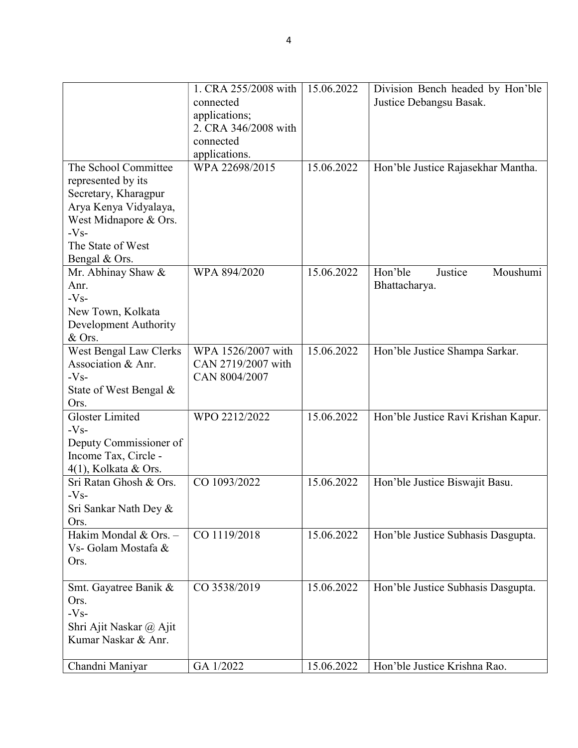| | | | |
|---|---|---|---|
| | 1. CRA 255/2008 with connected applications;<br>2. CRA 346/2008 with connected applications. | 15.06.2022 | Division Bench headed by Hon'ble Justice Debangsu Basak. |
| The School Committee represented by its Secretary, Kharagpur Arya Kenya Vidyalaya, West Midnapore & Ors.<br>-Vs-<br>The State of West Bengal & Ors. | WPA 22698/2015 | 15.06.2022 | Hon'ble Justice Rajasekhar Mantha. |
| Mr. Abhinay Shaw & Anr.<br>-Vs-<br>New Town, Kolkata Development Authority & Ors. | WPA 894/2020 | 15.06.2022 | Hon'ble Justice Moushumi Bhattacharya. |
| West Bengal Law Clerks Association & Anr.<br>-Vs-<br>State of West Bengal & Ors. | WPA 1526/2007 with CAN 2719/2007 with CAN 8004/2007 | 15.06.2022 | Hon'ble Justice Shampa Sarkar. |
| Gloster Limited<br>-Vs-<br>Deputy Commissioner of Income Tax, Circle - 4(1), Kolkata & Ors. | WPO 2212/2022 | 15.06.2022 | Hon'ble Justice Ravi Krishan Kapur. |
| Sri Ratan Ghosh & Ors.<br>-Vs-<br>Sri Sankar Nath Dey & Ors. | CO 1093/2022 | 15.06.2022 | Hon'ble Justice Biswajit Basu. |
| Hakim Mondal & Ors. – Vs- Golam Mostafa & Ors. | CO 1119/2018 | 15.06.2022 | Hon'ble Justice Subhasis Dasgupta. |
| Smt. Gayatree Banik & Ors.<br>-Vs-<br>Shri Ajit Naskar @ Ajit Kumar Naskar & Anr. | CO 3538/2019 | 15.06.2022 | Hon'ble Justice Subhasis Dasgupta. |
| Chandni Maniyar | GA 1/2022 | 15.06.2022 | Hon'ble Justice Krishna Rao. |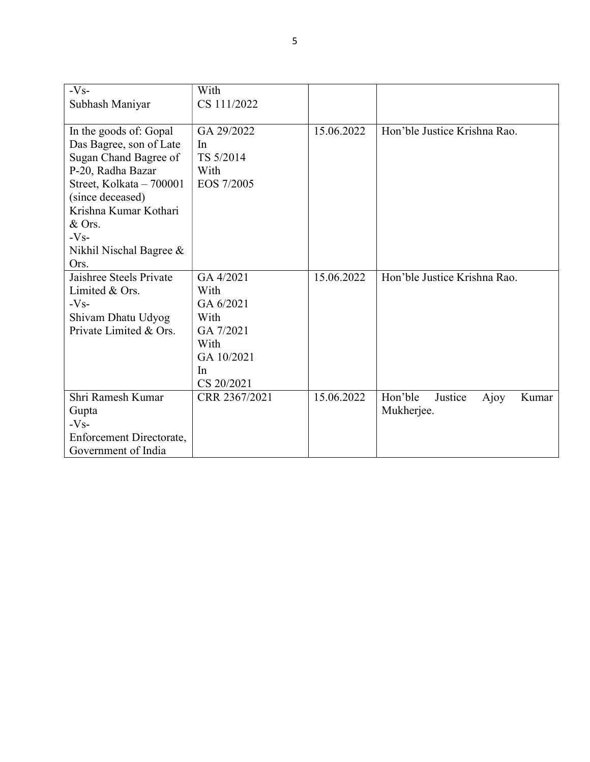| | | | |
|---|---|---|---|
| -Vs-<br>Subhash Maniyar | With<br>CS 111/2022 | | |
| In the goods of: Gopal Das Bagree, son of Late Sugan Chand Bagree of P-20, Radha Bazar Street, Kolkata – 700001 (since deceased)<br>Krishna Kumar Kothari & Ors.<br>-Vs-<br>Nikhil Nischal Bagree & Ors. | GA 29/2022<br>In<br>TS 5/2014<br>With<br>EOS 7/2005 | 15.06.2022 | Hon'ble Justice Krishna Rao. |
| Jaishree Steels Private Limited & Ors.<br>-Vs-<br>Shivam Dhatu Udyog Private Limited & Ors. | GA 4/2021<br>With<br>GA 6/2021<br>With<br>GA 7/2021<br>With<br>GA 10/2021<br>In<br>CS 20/2021 | 15.06.2022 | Hon'ble Justice Krishna Rao. |
| Shri Ramesh Kumar Gupta<br>-Vs-<br>Enforcement Directorate, Government of India | CRR 2367/2021 | 15.06.2022 | Hon'ble Justice Ajoy Kumar Mukherjee. |